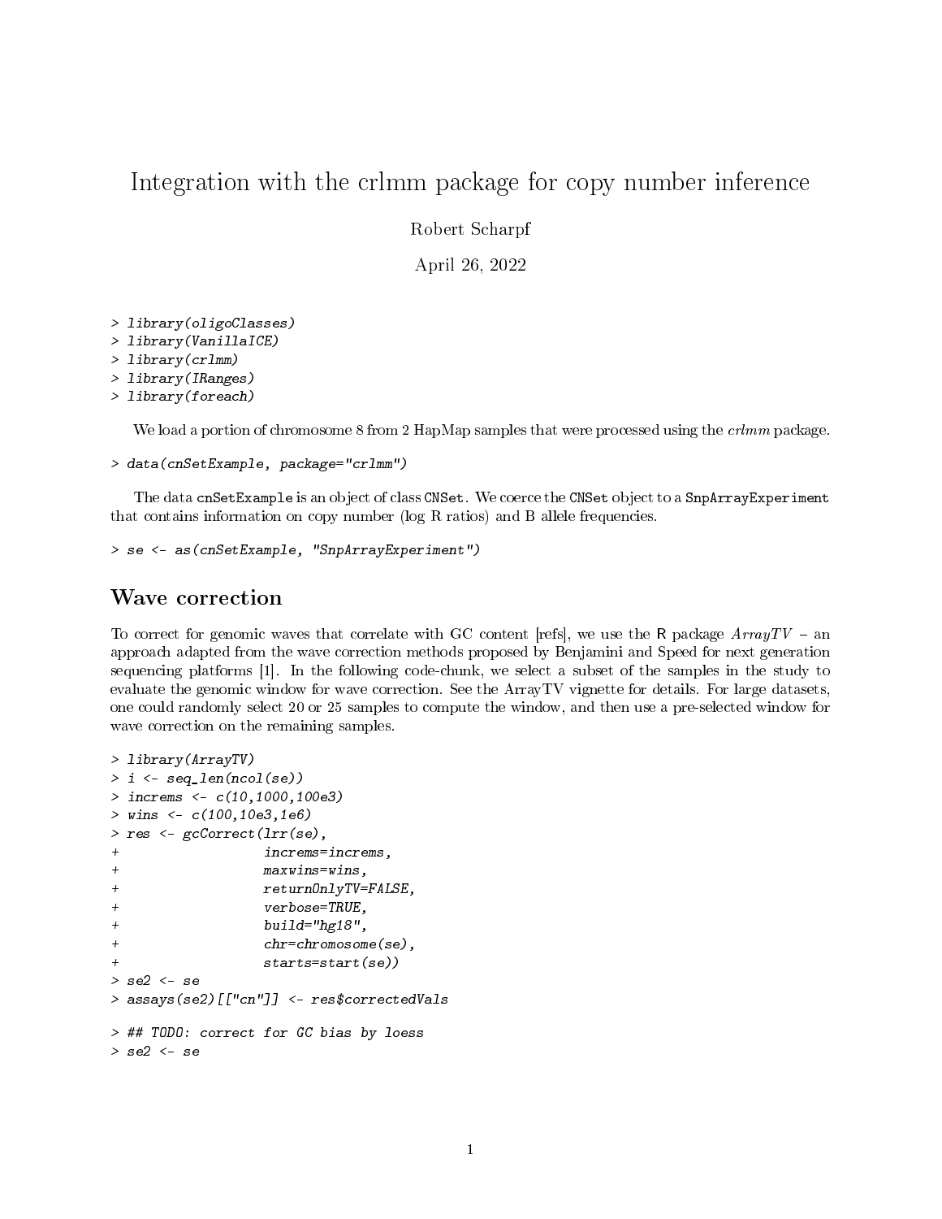# Integration with the crlmm package for copy number inference

Robert Scharpf

April 26, 2022

```
> library(oligoClasses)
> library(VanillaICE)
> library(crlmm)
> library(IRanges)
> library(foreach)
```

We load a portion of chromosome 8 from 2 HapMap samples that were processed using the *crlmm* package.

```
> data(cnSetExample, package="crlmm")
```

The data `cnSetExample` is an object of class `CNSet`. We coerce the `CNSet` object to a `SnpArrayExperiment` that contains information on copy number (log R ratios) and B allele frequencies.

```
> se <- as(cnSetExample, "SnpArrayExperiment")
```

## Wave correction

To correct for genomic waves that correlate with GC content [refs], we use the R package *ArrayTV* – an approach adapted from the wave correction methods proposed by Benjamini and Speed for next generation sequencing platforms [1]. In the following code-chunk, we select a subset of the samples in the study to evaluate the genomic window for wave correction. See the ArrayTV vignette for details. For large datasets, one could randomly select 20 or 25 samples to compute the window, and then use a pre-selected window for wave correction on the remaining samples.

```
> library(ArrayTV)
> i <- seq_len(ncol(se))
> increms <- c(10,1000,100e3)
> wins <- c(100,10e3,1e6)
> res <- gcCorrect(lrr(se),
+                  increms=increms,
+                  maxwins=wins,
+                  returnOnlyTV=FALSE,
+                  verbose=TRUE,
+                  build="hg18",
+                  chr=chromosome(se),
+                  starts=start(se))
> se2 <- se
> assays(se2)[["cn"]] <- res$correctedVals
```

```
> ## TODO: correct for GC bias by loess
> se2 <- se
```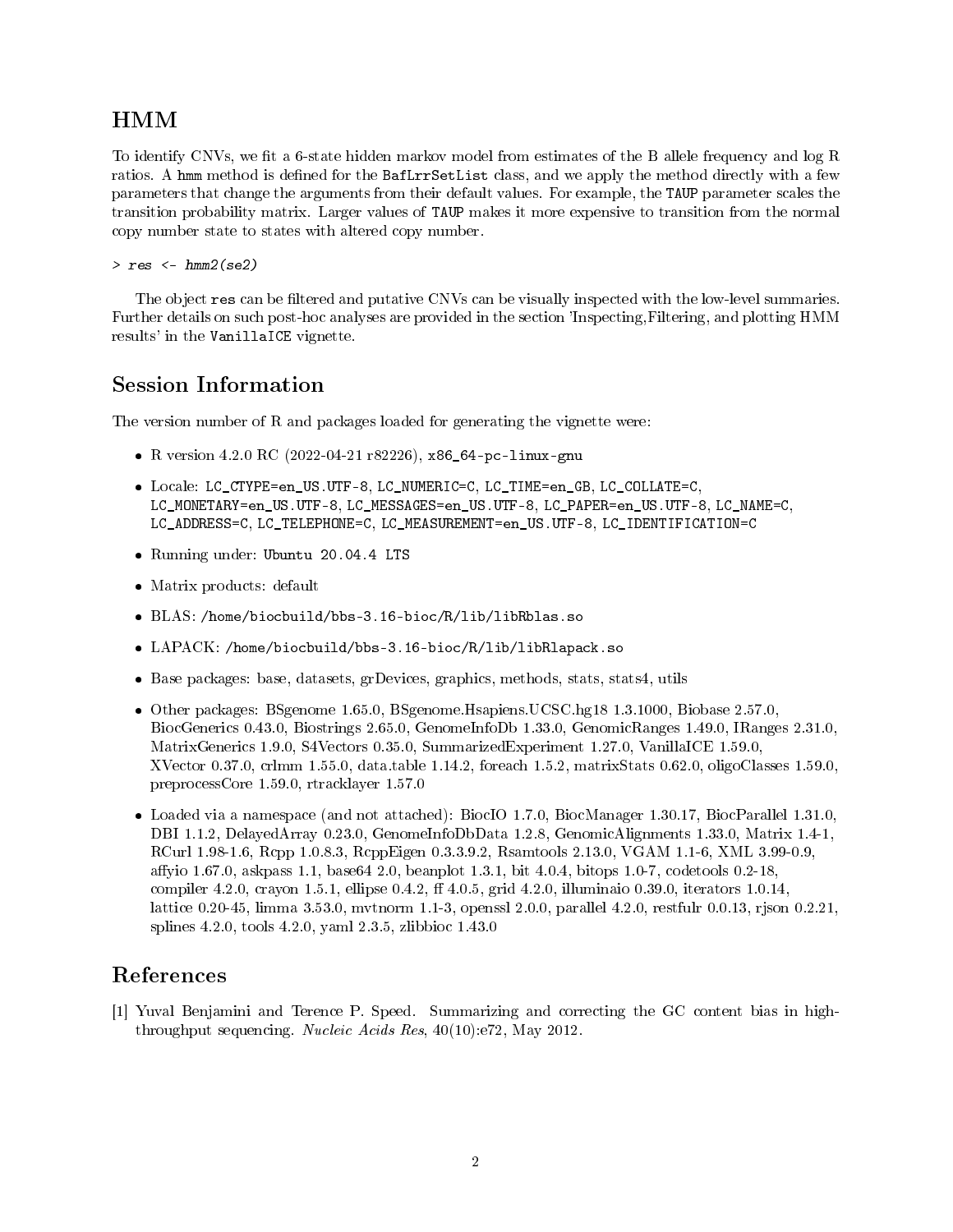## HMM

To identify CNVs, we fit a 6-state hidden markov model from estimates of the B allele frequency and log R ratios. A hmm method is defined for the BafLrrSetList class, and we apply the method directly with a few parameters that change the arguments from their default values. For example, the TAUP parameter scales the transition probability matrix. Larger values of TAUP makes it more expensive to transition from the normal copy number state to states with altered copy number.

```
> res <- hmm2(se2)
```

The object res can be filtered and putative CNVs can be visually inspected with the low-level summaries. Further details on such post-hoc analyses are provided in the section 'Inspecting,Filtering, and plotting HMM results' in the VanillaICE vignette.

## Session Information

The version number of R and packages loaded for generating the vignette were:

- R version 4.2.0 RC (2022-04-21 r82226), x86_64-pc-linux-gnu
- Locale: LC_CTYPE=en_US.UTF-8, LC_NUMERIC=C, LC_TIME=en_GB, LC_COLLATE=C, LC_MONETARY=en_US.UTF-8, LC_MESSAGES=en_US.UTF-8, LC_PAPER=en_US.UTF-8, LC_NAME=C, LC_ADDRESS=C, LC_TELEPHONE=C, LC_MEASUREMENT=en_US.UTF-8, LC_IDENTIFICATION=C
- Running under: Ubuntu 20.04.4 LTS
- Matrix products: default
- BLAS: /home/biocbuild/bbs-3.16-bioc/R/lib/libRblas.so
- LAPACK: /home/biocbuild/bbs-3.16-bioc/R/lib/libRlapack.so
- Base packages: base, datasets, grDevices, graphics, methods, stats, stats4, utils
- Other packages: BSgenome 1.65.0, BSgenome.Hsapiens.UCSC.hg18 1.3.1000, Biobase 2.57.0, BiocGenerics 0.43.0, Biostrings 2.65.0, GenomeInfoDb 1.33.0, GenomicRanges 1.49.0, IRanges 2.31.0, MatrixGenerics 1.9.0, S4Vectors 0.35.0, SummarizedExperiment 1.27.0, VanillaICE 1.59.0, XVector 0.37.0, crlmm 1.55.0, data.table 1.14.2, foreach 1.5.2, matrixStats 0.62.0, oligoClasses 1.59.0, preprocessCore 1.59.0, rtracklayer 1.57.0
- Loaded via a namespace (and not attached): BiocIO 1.7.0, BiocManager 1.30.17, BiocParallel 1.31.0, DBI 1.1.2, DelayedArray 0.23.0, GenomeInfoDbData 1.2.8, GenomicAlignments 1.33.0, Matrix 1.4-1, RCurl 1.98-1.6, Rcpp 1.0.8.3, RcppEigen 0.3.3.9.2, Rsamtools 2.13.0, VGAM 1.1-6, XML 3.99-0.9, affyio 1.67.0, askpass 1.1, base64 2.0, beanplot 1.3.1, bit 4.0.4, bitops 1.0-7, codetools 0.2-18, compiler 4.2.0, crayon 1.5.1, ellipse 0.4.2, ff 4.0.5, grid 4.2.0, illuminaio 0.39.0, iterators 1.0.14, lattice 0.20-45, limma 3.53.0, mvtnorm 1.1-3, openssl 2.0.0, parallel 4.2.0, restfulr 0.0.13, rjson 0.2.21, splines 4.2.0, tools 4.2.0, yaml 2.3.5, zlibbioc 1.43.0

## References

[1] Yuval Benjamini and Terence P. Speed. Summarizing and correcting the GC content bias in high-throughput sequencing. *Nucleic Acids Res*, 40(10):e72, May 2012.